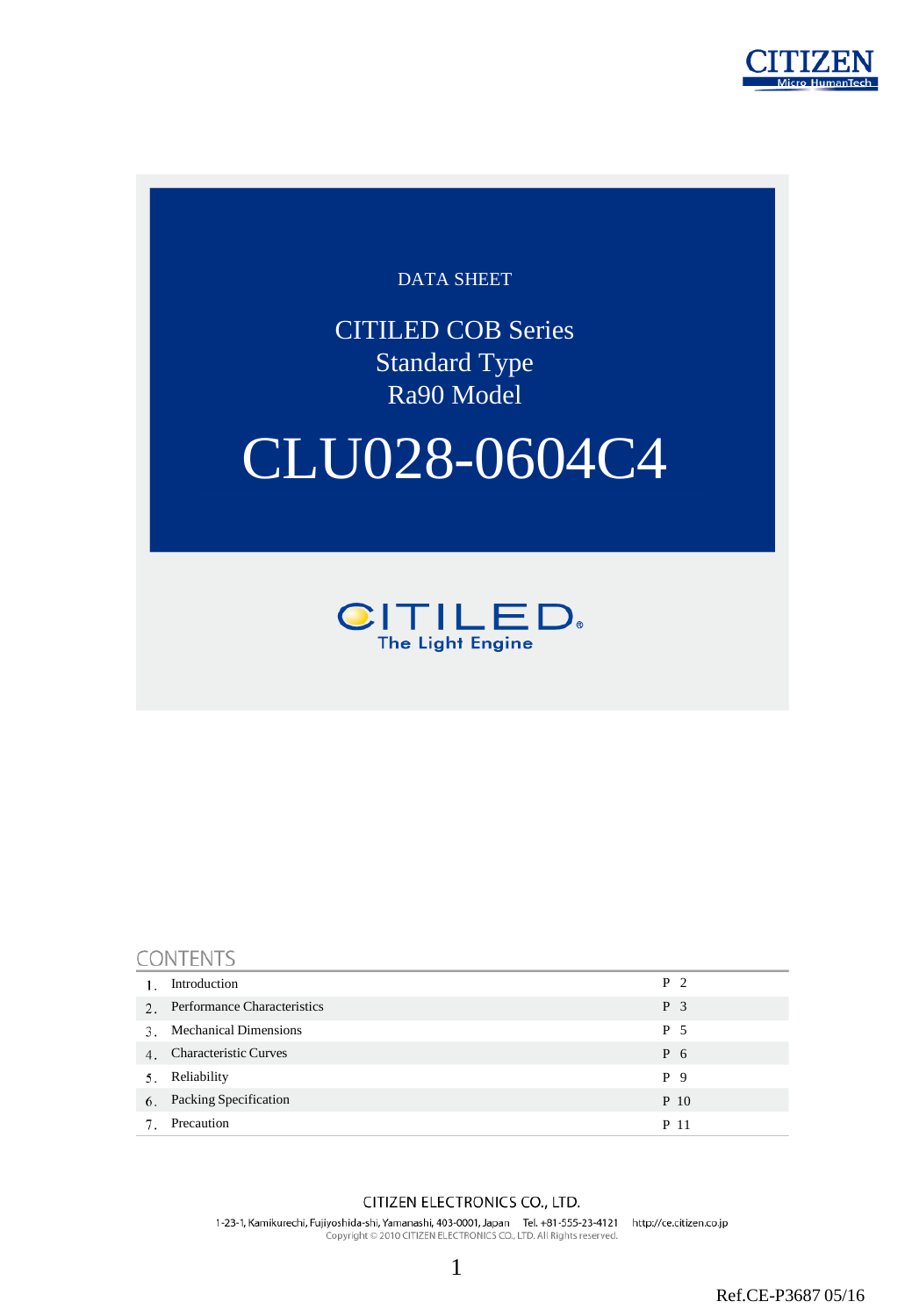CITIZEN
Micro HumanTech

DATA SHEET

CITILED COB Series
Standard Type
Ra90 Model

# CLU028-0604C4

CITILED®
The Light Engine

## CONTENTS

| | | |
|---|---|---|
| 1. | Introduction | P 2 |
| 2. | Performance Characteristics | P 3 |
| 3. | Mechanical Dimensions | P 5 |
| 4. | Characteristic Curves | P 6 |
| 5. | Reliability | P 9 |
| 6. | Packing Specification | P 10 |
| 7. | Precaution | P 11 |

CITIZEN ELECTRONICS CO., LTD.
1-23-1, Kamikurechi, Fujiyoshida-shi, Yamanashi, 403-0001, Japan Tel. +81-555-23-4121 http://ce.citizen.co.jp
Copyright © 2010 CITIZEN ELECTRONICS CO., LTD. All Rights reserved.

Ref.CE-P3687 05/16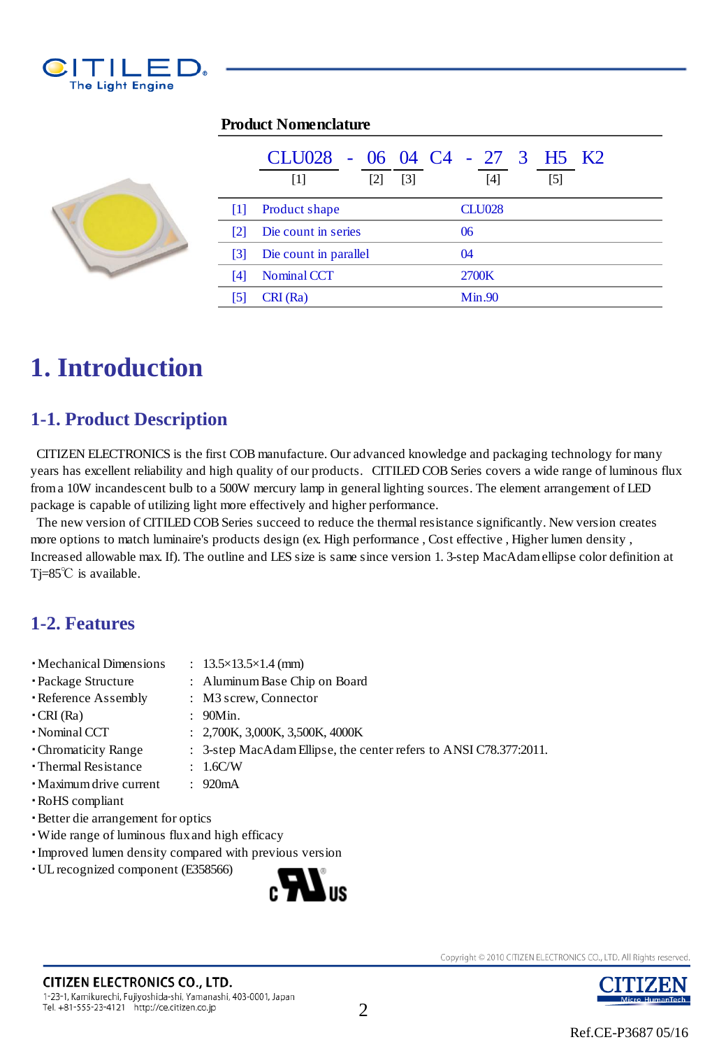## Product Nomenclature

CLU028 - 06 04 C4 - 27 3 H5 K2
[1] [2] [3] [4] [5]

| | | |
|---|---|---|
| [1] | Product shape | CLU028 |
| [2] | Die count in series | 06 |
| [3] | Die count in parallel | 04 |
| [4] | Nominal CCT | 2700K |
| [5] | CRI (Ra) | Min.90 |

# 1. Introduction

## 1-1. Product Description

CITIZEN ELECTRONICS is the first COB manufacture. Our advanced knowledge and packaging technology for many years has excellent reliability and high quality of our products. CITILED COB Series covers a wide range of luminous flux from a 10W incandescent bulb to a 500W mercury lamp in general lighting sources. The element arrangement of LED package is capable of utilizing light more effectively and higher performance.

The new version of CITILED COB Series succeed to reduce the thermal resistance significantly. New version creates more options to match luminaire's products design (ex. High performance , Cost effective , Higher lumen density , Increased allowable max. If). The outline and LES size is same since version 1. 3-step MacAdam ellipse color definition at Tj=85℃ is available.

## 1-2. Features

- Mechanical Dimensions : 13.5×13.5×1.4 (mm)
- Package Structure : Aluminum Base Chip on Board
- Reference Assembly : M3 screw, Connector
- CRI (Ra) : 90Min.
- Nominal CCT : 2,700K, 3,000K, 3,500K, 4000K
- Chromaticity Range : 3-step MacAdam Ellipse, the center refers to ANSI C78.377:2011.
- Thermal Resistance : 1.6C/W
- Maximum drive current : 920mA
- RoHS compliant
- Better die arrangement for optics
- Wide range of luminous flux and high efficacy
- Improved lumen density compared with previous version
- UL recognized component (E358566)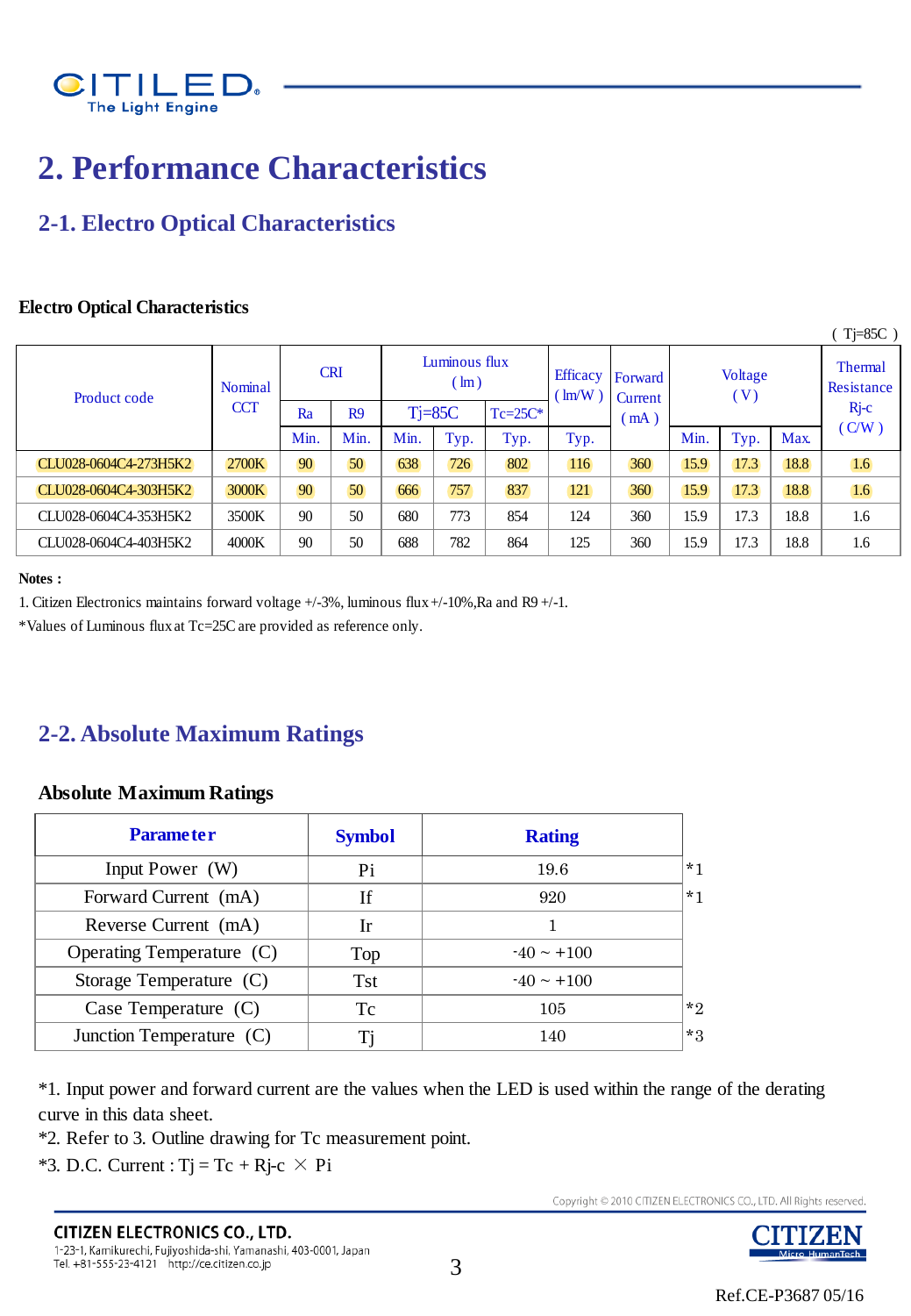# 2. Performance Characteristics

## 2-1. Electro Optical Characteristics

**Electro Optical Characteristics**

( Tj=85C )

| Product code | Nominal CCT | CRI | | Luminous flux ( lm ) | | | Efficacy ( lm/W ) | Forward Current ( mA ) | Voltage ( V ) | | | Thermal Resistance Rj-c ( C/W ) |
|---|---|---|---|---|---|---|---|---|---|---|---|---|
| | | Ra | R9 | Tj=85C | | Tc=25C* | | | | | | |
| | | Min. | Min. | Min. | Typ. | Typ. | Typ. | | Min. | Typ. | Max. | |
| CLU028-0604C4-273H5K2 | 2700K | 90 | 50 | 638 | 726 | 802 | 116 | 360 | 15.9 | 17.3 | 18.8 | 1.6 |
| CLU028-0604C4-303H5K2 | 3000K | 90 | 50 | 666 | 757 | 837 | 121 | 360 | 15.9 | 17.3 | 18.8 | 1.6 |
| CLU028-0604C4-353H5K2 | 3500K | 90 | 50 | 680 | 773 | 854 | 124 | 360 | 15.9 | 17.3 | 18.8 | 1.6 |
| CLU028-0604C4-403H5K2 | 4000K | 90 | 50 | 688 | 782 | 864 | 125 | 360 | 15.9 | 17.3 | 18.8 | 1.6 |

**Notes :**

1. Citizen Electronics maintains forward voltage +/-3%, luminous flux +/-10%,Ra and R9 +/-1.

*Values of Luminous flux at Tc=25C are provided as reference only.

## 2-2. Absolute Maximum Ratings

**Absolute Maximum Ratings**

| Parameter | Symbol | Rating | |
|---|---|---|---|
| Input Power (W) | Pi | 19.6 | *1 |
| Forward Current (mA) | If | 920 | *1 |
| Reverse Current (mA) | Ir | 1 | |
| Operating Temperature (C) | Top | -40 ~ +100 | |
| Storage Temperature (C) | Tst | -40 ~ +100 | |
| Case Temperature (C) | Tc | 105 | *2 |
| Junction Temperature (C) | Tj | 140 | *3 |

*1. Input power and forward current are the values when the LED is used within the range of the derating curve in this data sheet.

*2. Refer to 3. Outline drawing for Tc measurement point.

*3. D.C. Current : $Tj = Tc + Rj\text{-}c \times Pi$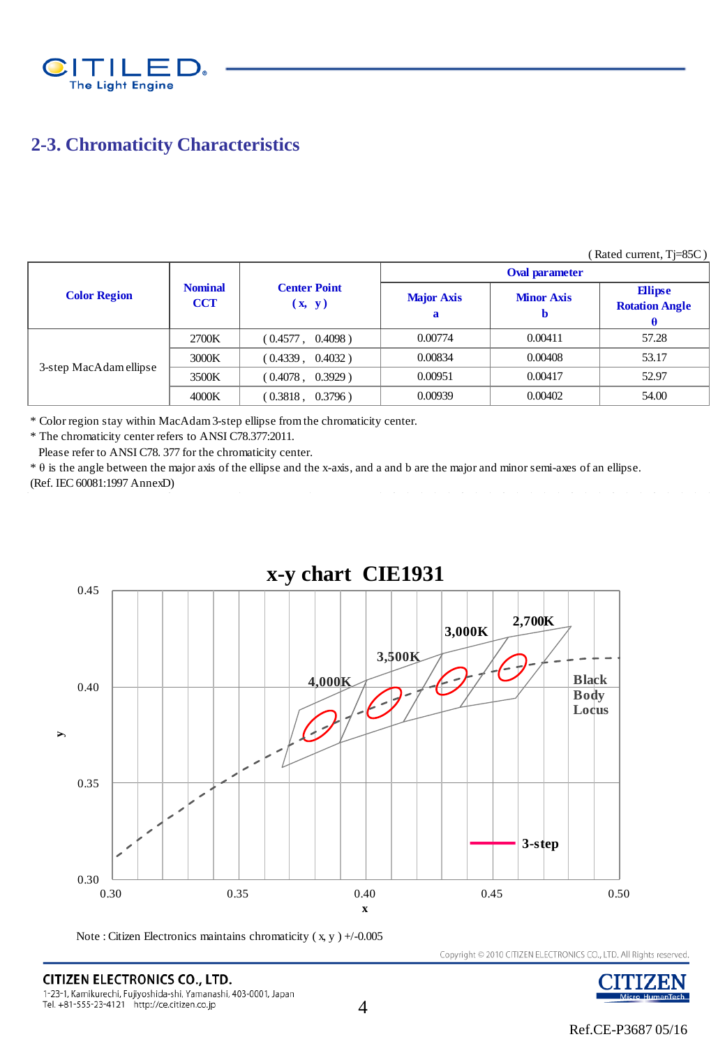## 2-3. Chromaticity Characteristics

( Rated current, Tj=85C )

| Color Region | Nominal CCT | Center Point (x, y) | Oval parameter | | |
|---|---|---|---|---|---|
| | | | Major Axis a | Minor Axis b | Ellipse Rotation Angle θ |
| 3-step MacAdam ellipse | 2700K | ( 0.4577 , 0.4098 ) | 0.00774 | 0.00411 | 57.28 |
| | 3000K | ( 0.4339 , 0.4032 ) | 0.00834 | 0.00408 | 53.17 |
| | 3500K | ( 0.4078 , 0.3929 ) | 0.00951 | 0.00417 | 52.97 |
| | 4000K | ( 0.3818 , 0.3796 ) | 0.00939 | 0.00402 | 54.00 |

* Color region stay within MacAdam 3-step ellipse from the chromaticity center.
* The chromaticity center refers to ANSI C78.377:2011.
  Please refer to ANSI C78. 377 for the chromaticity center.
* θ is the angle between the major axis of the ellipse and the x-axis, and a and b are the major and minor semi-axes of an ellipse.
(Ref. IEC 60081:1997 AnnexD)

**x-y chart CIE1931**

Note : Citizen Electronics maintains chromaticity ( x, y ) +/-0.005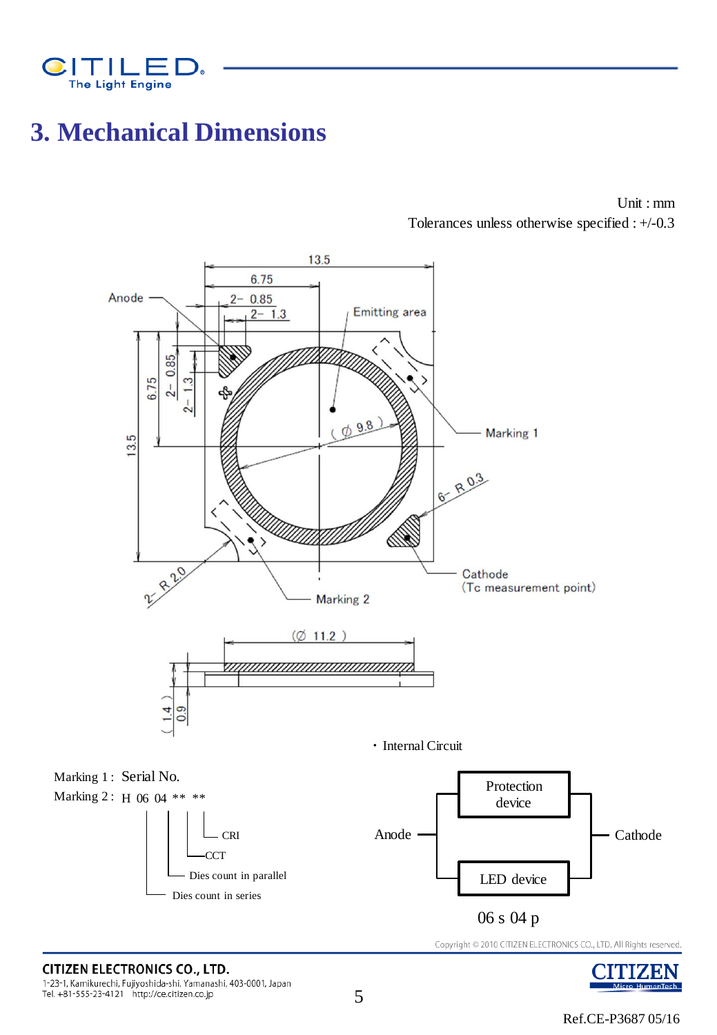# 3. Mechanical Dimensions

Unit : mm

Tolerances unless otherwise specified : +/-0.3

13.5

6.75

Anode

2- 0.85

2- 1.3

Emitting area

6.75

2- 0.85

2- 1.3

13.5

( Ø 9.8 )

Marking 1

6- R 0.3

Cathode

(Tc measurement point)

2- R 2.0

Marking 2

(Ø 11.2 )

( 1.4 )

0.9

・Internal Circuit

Marking 1 : Serial No.

Marking 2 : H 06 04 ** **

- CRI
- CCT
- Dies count in parallel
- Dies count in series

Anode — Protection device / LED device — Cathode

06 s 04 p

Copyright © 2010 CITIZEN ELECTRONICS CO., LTD. All Rights reserved.

**CITIZEN ELECTRONICS CO., LTD.**
1-23-1, Kamikurechi, Fujiyoshida-shi, Yamanashi, 403-0001, Japan
Tel. +81-555-23-4121 http://ce.citizen.co.jp

Ref.CE-P3687 05/16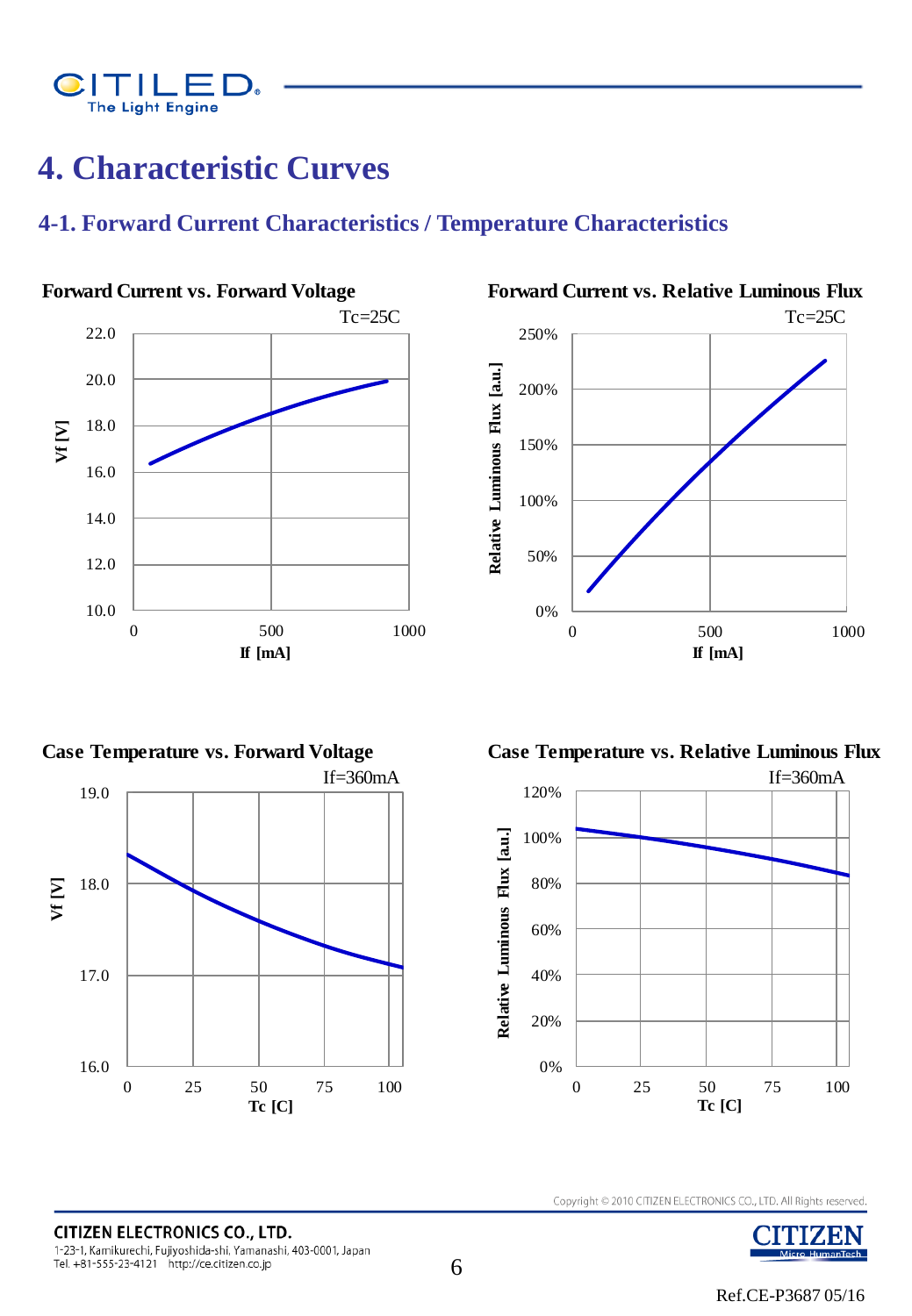④# 4. Characteristic Curves

## 4-1. Forward Current Characteristics / Temperature Characteristics

**Forward Current vs. Forward Voltage**

Tc=25C

Vf [V]: 10.0, 12.0, 14.0, 16.0, 18.0, 20.0, 22.0

If [mA]: 0, 500, 1000

**Forward Current vs. Relative Luminous Flux**

Tc=25C

Relative Luminous Flux [a.u.]: 0%, 50%, 100%, 150%, 200%, 250%

If [mA]: 0, 500, 1000

**Case Temperature vs. Forward Voltage**

If=360mA

Vf [V]: 16.0, 17.0, 18.0, 19.0

Tc [C]: 0, 25, 50, 75, 100

**Case Temperature vs. Relative Luminous Flux**

If=360mA

Relative Luminous Flux [a.u.]: 0%, 20%, 40%, 60%, 80%, 100%, 120%

Tc [C]: 0, 25, 50, 75, 100

Copyright © 2010 CITIZEN ELECTRONICS CO., LTD. All Rights reserved.

Ref.CE-P3687 05/16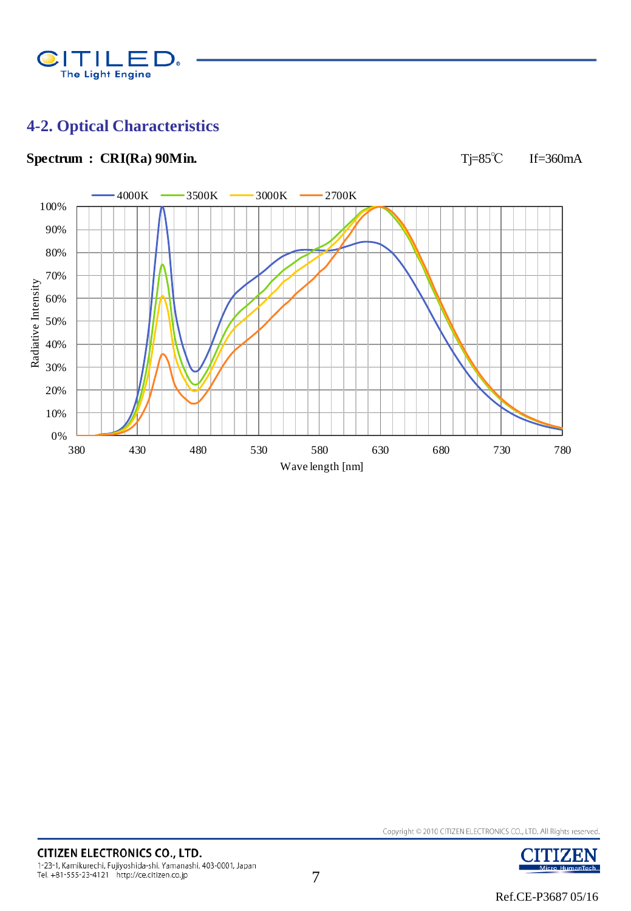## 4-2. Optical Characteristics

**Spectrum : CRI(Ra) 90Min.**

Tj=85℃ If=360mA

Legend: 4000K, 3500K, 3000K, 2700K

Radiative Intensity: 0%, 10%, 20%, 30%, 40%, 50%, 60%, 70%, 80%, 90%, 100%

Wave length [nm]: 380, 430, 480, 530, 580, 630, 680, 730, 780

Copyright © 2010 CITIZEN ELECTRONICS CO., LTD. All Rights reserved.

**CITIZEN ELECTRONICS CO., LTD.**
1-23-1, Kamikurechi, Fujiyoshida-shi, Yamanashi, 403-0001, Japan
Tel. +81-555-23-4121 http://ce.citizen.co.jp

Ref.CE-P3687 05/16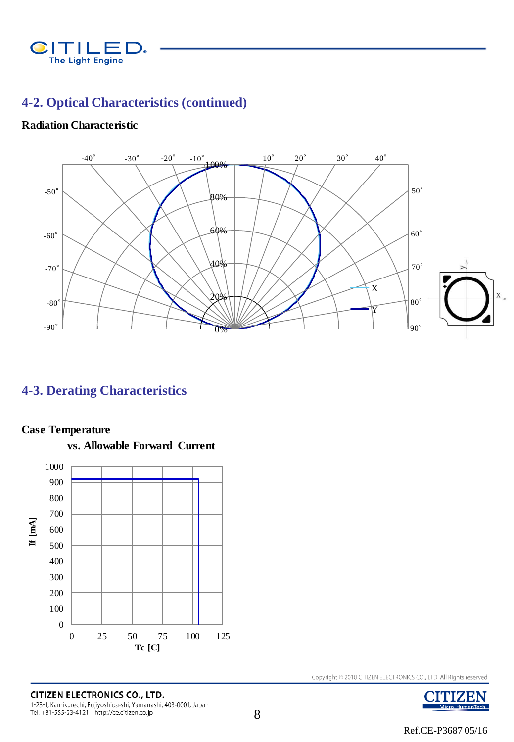## 4-2. Optical Characteristics (continued)

**Radiation Characteristic**

## 4-3. Derating Characteristics

**Case Temperature**

**vs. Allowable Forward Current**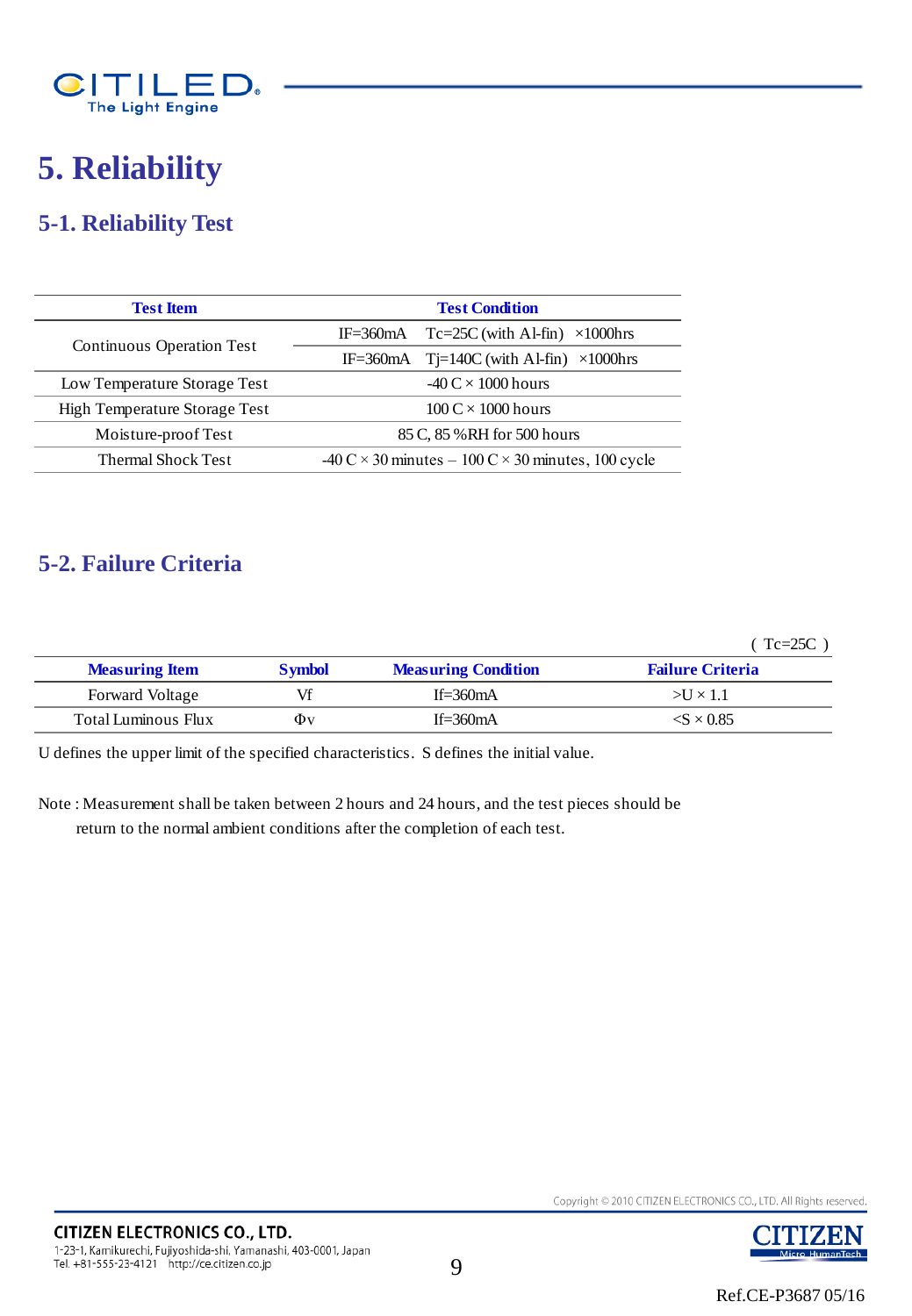# 5. Reliability

## 5-1. Reliability Test

| Test Item | Test Condition |
|---|---|
| Continuous Operation Test | IF=360mA Tc=25C (with Al-fin) ×1000hrs |
| | IF=360mA Tj=140C (with Al-fin) ×1000hrs |
| Low Temperature Storage Test | -40 C × 1000 hours |
| High Temperature Storage Test | 100 C × 1000 hours |
| Moisture-proof Test | 85 C, 85 %RH for 500 hours |
| Thermal Shock Test | -40 C × 30 minutes – 100 C × 30 minutes, 100 cycle |

## 5-2. Failure Criteria

( Tc=25C )

| Measuring Item | Symbol | Measuring Condition | Failure Criteria |
|---|---|---|---|
| Forward Voltage | Vf | If=360mA | >U × 1.1 |
| Total Luminous Flux | Φv | If=360mA | <S × 0.85 |

U defines the upper limit of the specified characteristics. S defines the initial value.

Note : Measurement shall be taken between 2 hours and 24 hours, and the test pieces should be return to the normal ambient conditions after the completion of each test.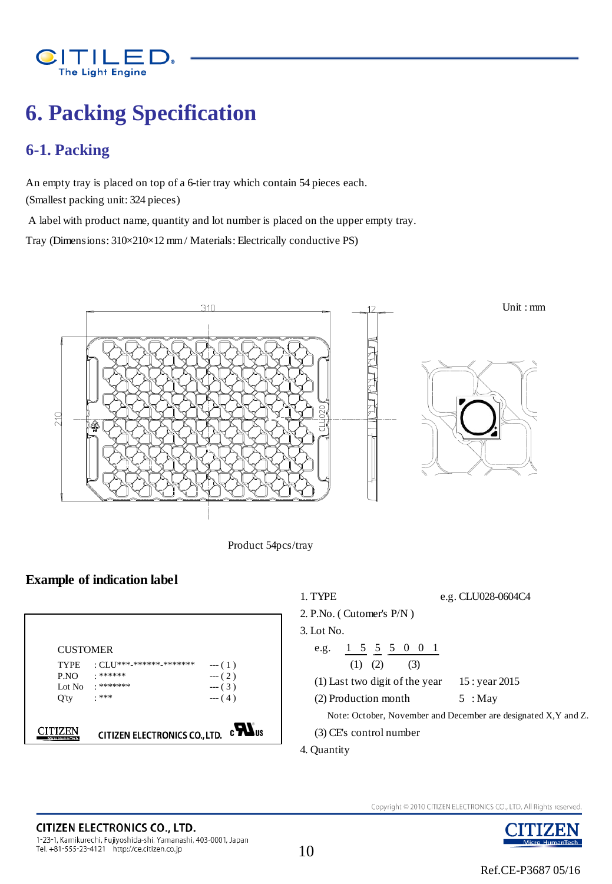# 6. Packing Specification

## 6-1. Packing

An empty tray is placed on top of a 6-tier tray which contain 54 pieces each.
(Smallest packing unit: 324 pieces)

A label with product name, quantity and lot number is placed on the upper empty tray.

Tray (Dimensions: 310×210×12 mm / Materials: Electrically conductive PS)

Unit : mm

Product 54pcs/tray

### Example of indication label

CUSTOMER

| | | |
|---|---|---|
| TYPE | : CLU***_******_******* | --- ( 1 ) |
| P.NO | : ****** | --- ( 2 ) |
| Lot No | : ******* | --- ( 3 ) |
| Q'ty | : *** | --- ( 4 ) |

CITIZEN ELECTRONICS CO., LTD.

1. TYPE e.g. CLU028-0604C4
2. P.No. ( Cutomer's P/N )
3. Lot No.

   e.g. 1 5 5 5 0 0 1
   (1) (2) (3)

   (1) Last two digit of the year 15 : year 2015

   (2) Production month 5 : May

   Note: October, November and December are designated X,Y and Z.

   (3) CE's control number
4. Quantity

Ref.CE-P3687 05/16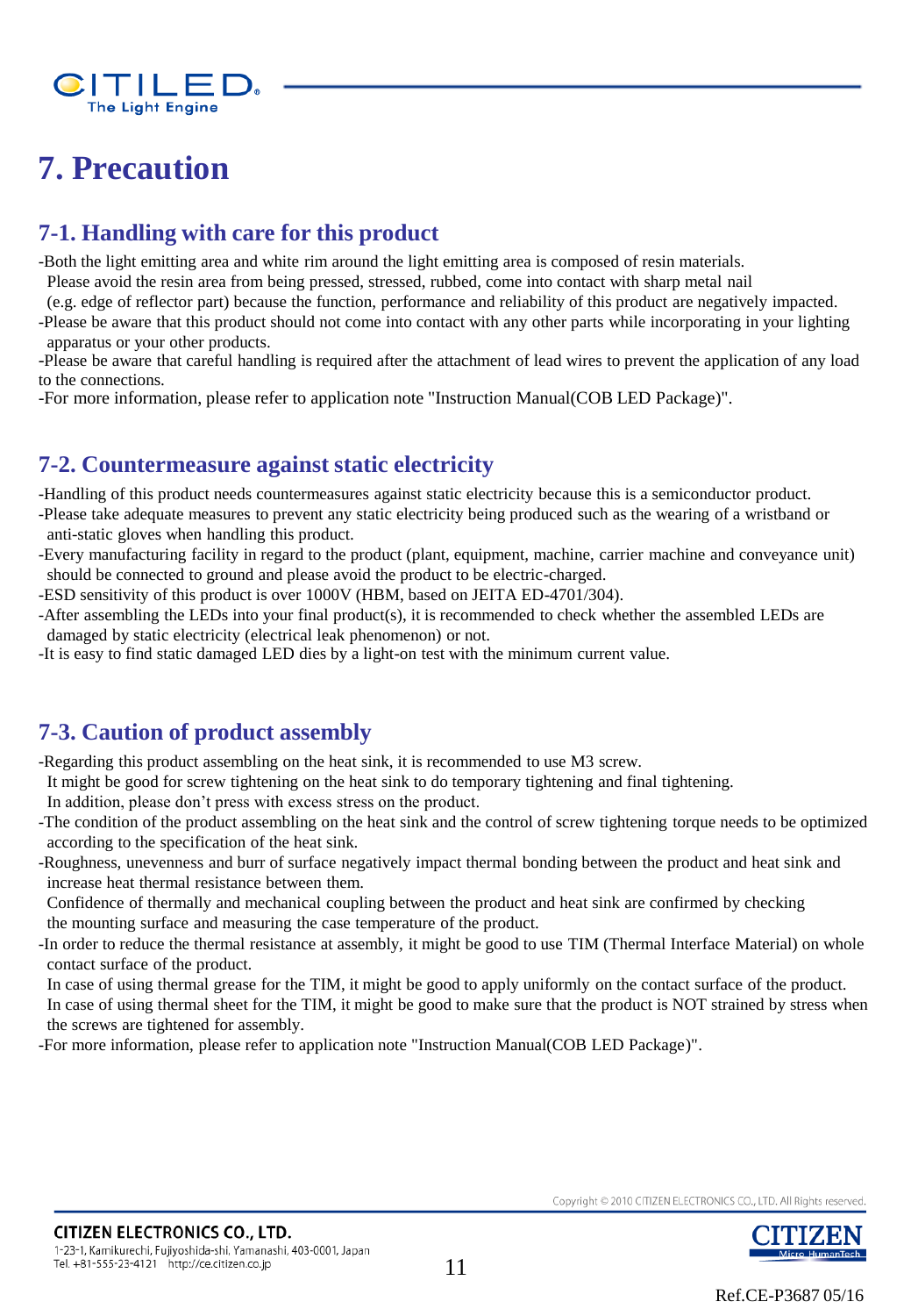# 7. Precaution

## 7-1. Handling with care for this product

-Both the light emitting area and white rim around the light emitting area is composed of resin materials.
Please avoid the resin area from being pressed, stressed, rubbed, come into contact with sharp metal nail
(e.g. edge of reflector part) because the function, performance and reliability of this product are negatively impacted.
-Please be aware that this product should not come into contact with any other parts while incorporating in your lighting apparatus or your other products.
-Please be aware that careful handling is required after the attachment of lead wires to prevent the application of any load to the connections.
-For more information, please refer to application note "Instruction Manual(COB LED Package)".

## 7-2. Countermeasure against static electricity

-Handling of this product needs countermeasures against static electricity because this is a semiconductor product.
-Please take adequate measures to prevent any static electricity being produced such as the wearing of a wristband or anti-static gloves when handling this product.
-Every manufacturing facility in regard to the product (plant, equipment, machine, carrier machine and conveyance unit) should be connected to ground and please avoid the product to be electric-charged.
-ESD sensitivity of this product is over 1000V (HBM, based on JEITA ED-4701/304).
-After assembling the LEDs into your final product(s), it is recommended to check whether the assembled LEDs are damaged by static electricity (electrical leak phenomenon) or not.
-It is easy to find static damaged LED dies by a light-on test with the minimum current value.

## 7-3. Caution of product assembly

-Regarding this product assembling on the heat sink, it is recommended to use M3 screw.
It might be good for screw tightening on the heat sink to do temporary tightening and final tightening.
In addition, please don't press with excess stress on the product.
-The condition of the product assembling on the heat sink and the control of screw tightening torque needs to be optimized according to the specification of the heat sink.
-Roughness, unevenness and burr of surface negatively impact thermal bonding between the product and heat sink and increase heat thermal resistance between them.
Confidence of thermally and mechanical coupling between the product and heat sink are confirmed by checking the mounting surface and measuring the case temperature of the product.
-In order to reduce the thermal resistance at assembly, it might be good to use TIM (Thermal Interface Material) on whole contact surface of the product.
In case of using thermal grease for the TIM, it might be good to apply uniformly on the contact surface of the product.
In case of using thermal sheet for the TIM, it might be good to make sure that the product is NOT strained by stress when the screws are tightened for assembly.
-For more information, please refer to application note "Instruction Manual(COB LED Package)".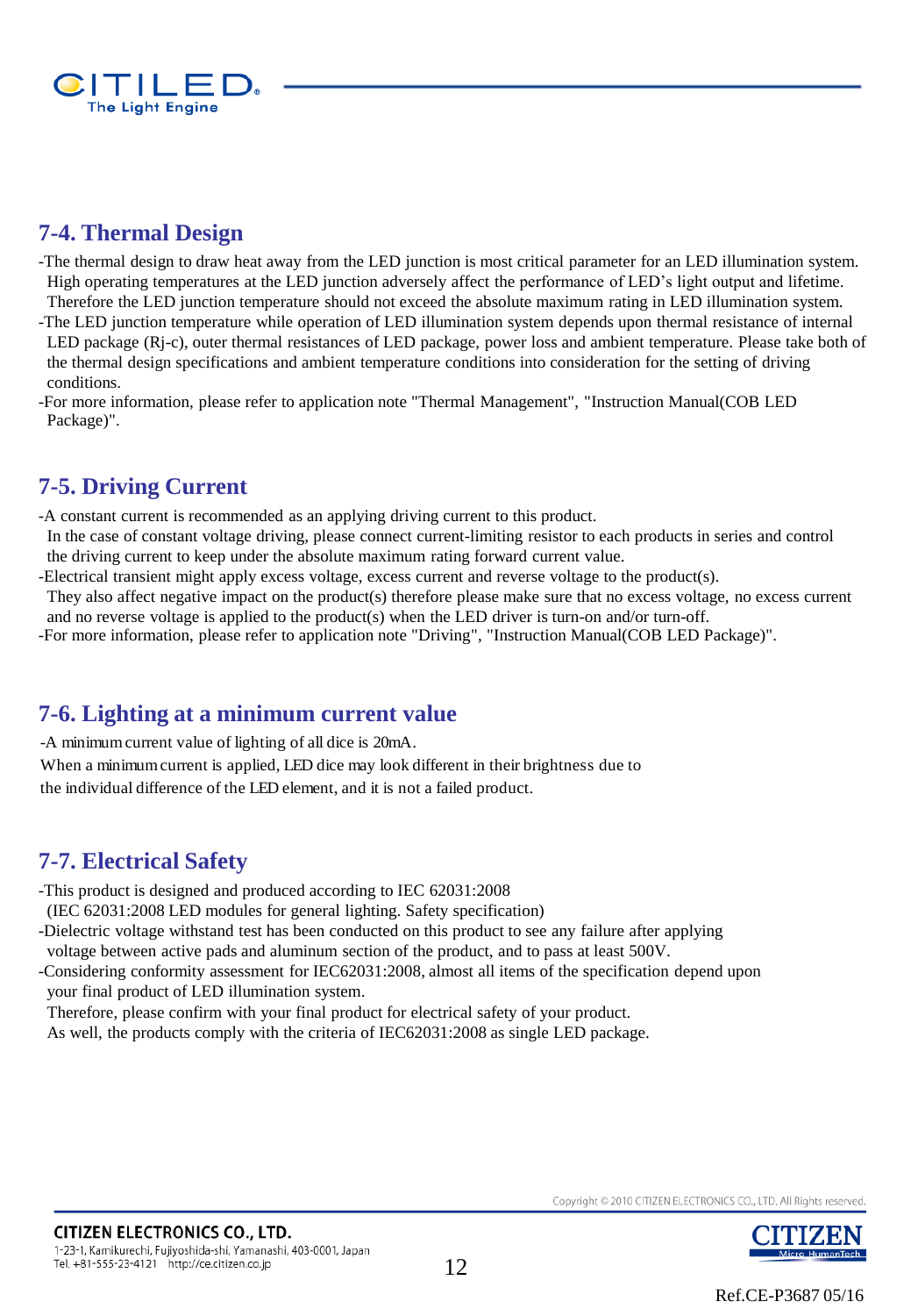## 7-4. Thermal Design

-The thermal design to draw heat away from the LED junction is most critical parameter for an LED illumination system. High operating temperatures at the LED junction adversely affect the performance of LED's light output and lifetime. Therefore the LED junction temperature should not exceed the absolute maximum rating in LED illumination system.

-The LED junction temperature while operation of LED illumination system depends upon thermal resistance of internal LED package (Rj-c), outer thermal resistances of LED package, power loss and ambient temperature. Please take both of the thermal design specifications and ambient temperature conditions into consideration for the setting of driving conditions.

-For more information, please refer to application note "Thermal Management", "Instruction Manual(COB LED Package)".

## 7-5. Driving Current

-A constant current is recommended as an applying driving current to this product.
In the case of constant voltage driving, please connect current-limiting resistor to each products in series and control the driving current to keep under the absolute maximum rating forward current value.

-Electrical transient might apply excess voltage, excess current and reverse voltage to the product(s).
They also affect negative impact on the product(s) therefore please make sure that no excess voltage, no excess current and no reverse voltage is applied to the product(s) when the LED driver is turn-on and/or turn-off.

-For more information, please refer to application note "Driving", "Instruction Manual(COB LED Package)".

## 7-6. Lighting at a minimum current value

-A minimum current value of lighting of all dice is 20mA.
When a minimum current is applied, LED dice may look different in their brightness due to the individual difference of the LED element, and it is not a failed product.

## 7-7. Electrical Safety

-This product is designed and produced according to IEC 62031:2008
(IEC 62031:2008 LED modules for general lighting. Safety specification)

-Dielectric voltage withstand test has been conducted on this product to see any failure after applying voltage between active pads and aluminum section of the product, and to pass at least 500V.

-Considering conformity assessment for IEC62031:2008, almost all items of the specification depend upon your final product of LED illumination system.
Therefore, please confirm with your final product for electrical safety of your product.
As well, the products comply with the criteria of IEC62031:2008 as single LED package.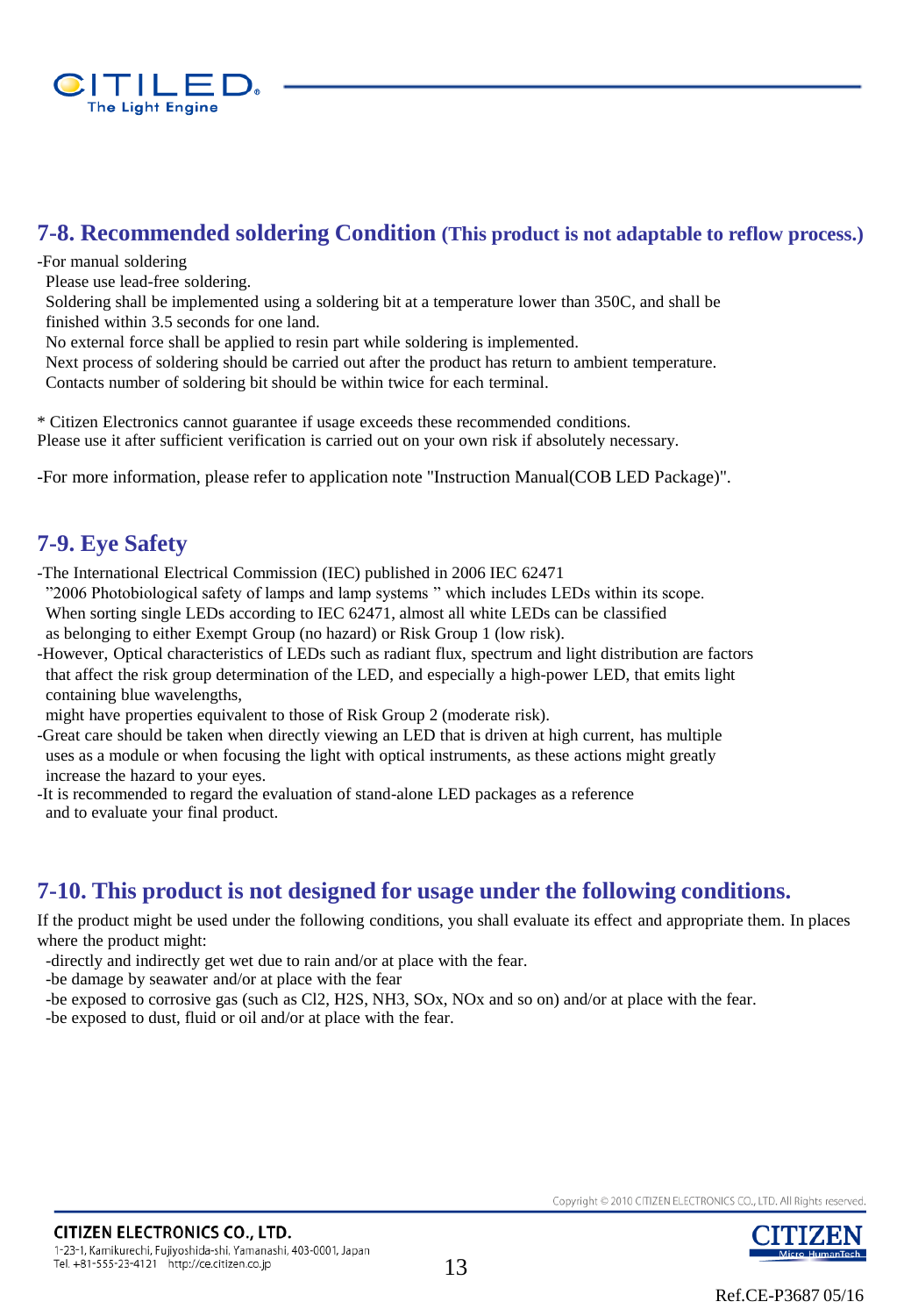## 7-8. Recommended soldering Condition (This product is not adaptable to reflow process.)

-For manual soldering

Please use lead-free soldering.

Soldering shall be implemented using a soldering bit at a temperature lower than 350C, and shall be finished within 3.5 seconds for one land.

No external force shall be applied to resin part while soldering is implemented.

Next process of soldering should be carried out after the product has return to ambient temperature.

Contacts number of soldering bit should be within twice for each terminal.

* Citizen Electronics cannot guarantee if usage exceeds these recommended conditions.
Please use it after sufficient verification is carried out on your own risk if absolutely necessary.

-For more information, please refer to application note "Instruction Manual(COB LED Package)".

## 7-9. Eye Safety

-The International Electrical Commission (IEC) published in 2006 IEC 62471 ”2006 Photobiological safety of lamps and lamp systems ” which includes LEDs within its scope. When sorting single LEDs according to IEC 62471, almost all white LEDs can be classified as belonging to either Exempt Group (no hazard) or Risk Group 1 (low risk).

-However, Optical characteristics of LEDs such as radiant flux, spectrum and light distribution are factors that affect the risk group determination of the LED, and especially a high-power LED, that emits light containing blue wavelengths, might have properties equivalent to those of Risk Group 2 (moderate risk).

-Great care should be taken when directly viewing an LED that is driven at high current, has multiple uses as a module or when focusing the light with optical instruments, as these actions might greatly increase the hazard to your eyes.

-It is recommended to regard the evaluation of stand-alone LED packages as a reference and to evaluate your final product.

## 7-10. This product is not designed for usage under the following conditions.

If the product might be used under the following conditions, you shall evaluate its effect and appropriate them. In places where the product might:

-directly and indirectly get wet due to rain and/or at place with the fear.
-be damage by seawater and/or at place with the fear
-be exposed to corrosive gas (such as Cl2, H2S, NH3, SOx, NOx and so on) and/or at place with the fear.
-be exposed to dust, fluid or oil and/or at place with the fear.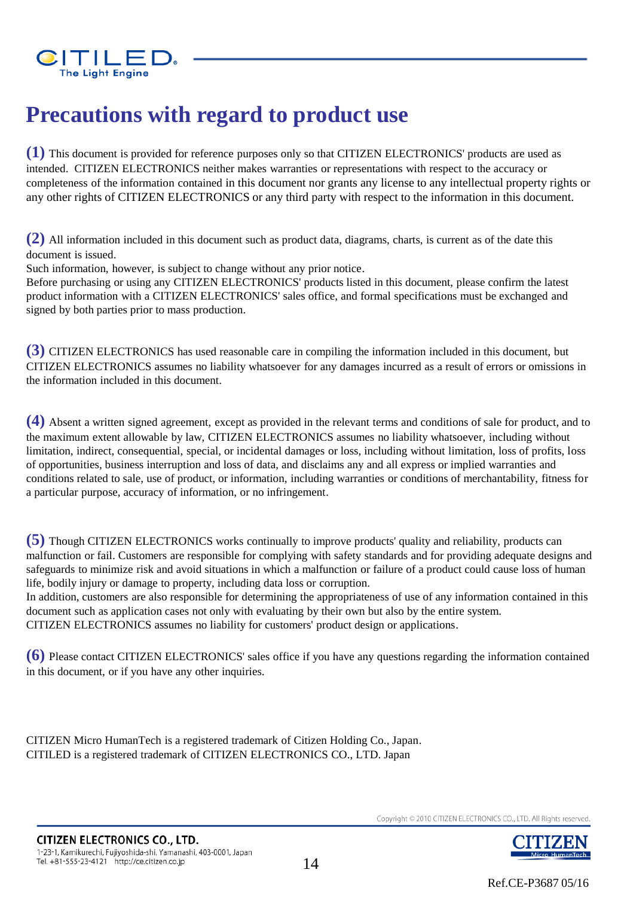# Precautions with regard to product use

**(1)** This document is provided for reference purposes only so that CITIZEN ELECTRONICS' products are used as intended. CITIZEN ELECTRONICS neither makes warranties or representations with respect to the accuracy or completeness of the information contained in this document nor grants any license to any intellectual property rights or any other rights of CITIZEN ELECTRONICS or any third party with respect to the information in this document.

**(2)** All information included in this document such as product data, diagrams, charts, is current as of the date this document is issued.
Such information, however, is subject to change without any prior notice.
Before purchasing or using any CITIZEN ELECTRONICS' products listed in this document, please confirm the latest product information with a CITIZEN ELECTRONICS' sales office, and formal specifications must be exchanged and signed by both parties prior to mass production.

**(3)** CITIZEN ELECTRONICS has used reasonable care in compiling the information included in this document, but CITIZEN ELECTRONICS assumes no liability whatsoever for any damages incurred as a result of errors or omissions in the information included in this document.

**(4)** Absent a written signed agreement, except as provided in the relevant terms and conditions of sale for product, and to the maximum extent allowable by law, CITIZEN ELECTRONICS assumes no liability whatsoever, including without limitation, indirect, consequential, special, or incidental damages or loss, including without limitation, loss of profits, loss of opportunities, business interruption and loss of data, and disclaims any and all express or implied warranties and conditions related to sale, use of product, or information, including warranties or conditions of merchantability, fitness for a particular purpose, accuracy of information, or no infringement.

**(5)** Though CITIZEN ELECTRONICS works continually to improve products' quality and reliability, products can malfunction or fail. Customers are responsible for complying with safety standards and for providing adequate designs and safeguards to minimize risk and avoid situations in which a malfunction or failure of a product could cause loss of human life, bodily injury or damage to property, including data loss or corruption.
In addition, customers are also responsible for determining the appropriateness of use of any information contained in this document such as application cases not only with evaluating by their own but also by the entire system.
CITIZEN ELECTRONICS assumes no liability for customers' product design or applications.

**(6)** Please contact CITIZEN ELECTRONICS' sales office if you have any questions regarding the information contained in this document, or if you have any other inquiries.

CITIZEN Micro HumanTech is a registered trademark of Citizen Holding Co., Japan.
CITILED is a registered trademark of CITIZEN ELECTRONICS CO., LTD. Japan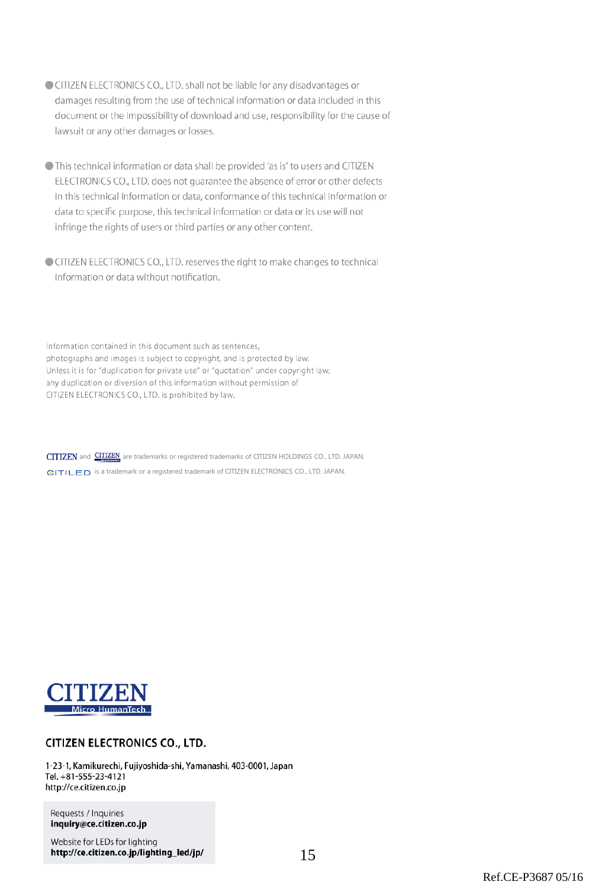- CITIZEN ELECTRONICS CO., LTD. shall not be liable for any disadvantages or damages resulting from the use of technical information or data included in this document or the impossibility of download and use, responsibility for the cause of lawsuit or any other damages or losses.

- This technical information or data shall be provided 'as is' to users and CITIZEN ELECTRONICS CO., LTD. does not guarantee the absence of error or other defects in this technical information or data, conformance of this technical information or data to specific purpose, this technical information or data or its use will not infringe the rights of users or third parties or any other content.

- CITIZEN ELECTRONICS CO., LTD. reserves the right to make changes to technical information or data without notification.

Information contained in this document such as sentences, photographs and images is subject to copyright, and is protected by law. Unless it is for "duplication for private use" or "quotation" under copyright law, any duplication or diversion of this information without permission of CITIZEN ELECTRONICS CO., LTD. is prohibited by law.

CITIZEN and CITIZEN are trademarks or registered trademarks of CITIZEN HOLDINGS CO., LTD. JAPAN.

CITILED is a trademark or a registered trademark of CITIZEN ELECTRONICS CO., LTD. JAPAN.

CITIZEN
Micro HumanTech

**CITIZEN ELECTRONICS CO., LTD.**

1-23-1, Kamikurechi, Fujiyoshida-shi, Yamanashi, 403-0001, Japan
Tel. +81-555-23-4121
http://ce.citizen.co.jp

Requests / Inquiries
**inquiry@ce.citizen.co.jp**

Website for LEDs for lighting
**http://ce.citizen.co.jp/lighting_led/jp/**

Ref.CE-P3687 05/16